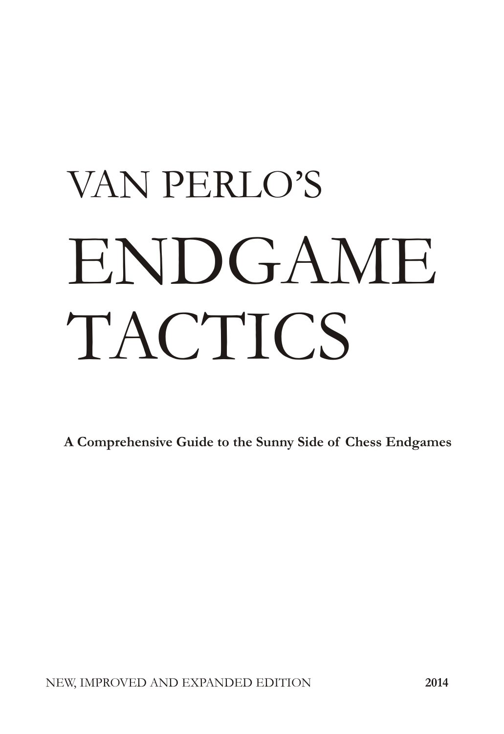# VAN PERLO'S

# ENDGAME TACTICS

**A Comprehensive Guide to the Sunny Side of Chess Endgames**

NEW, IMPROVED AND EXPANDED EDITION **2014**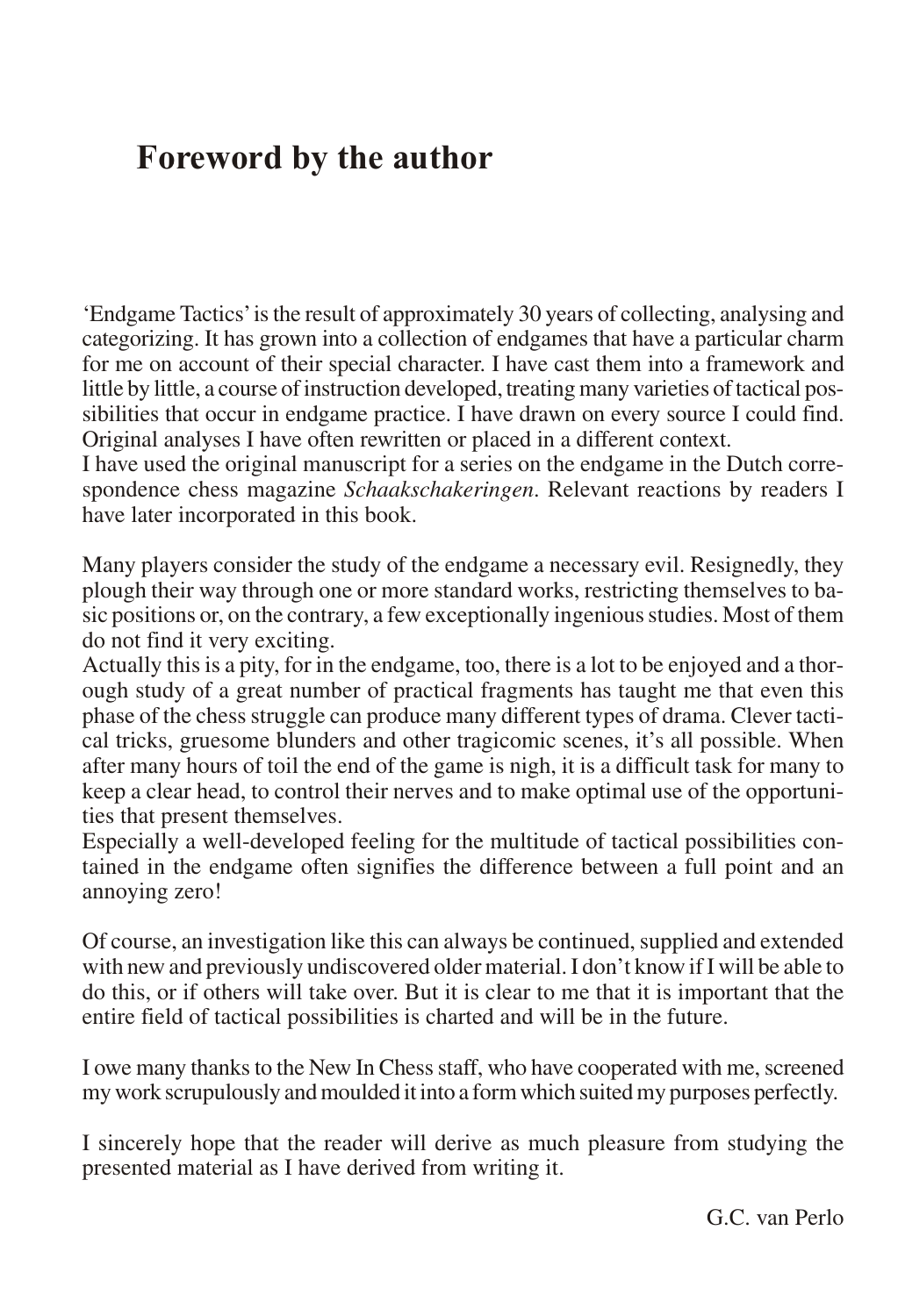# Foreword by the author

'Endgame Tactics' is the result of approximately 30 years of collecting, analysing and categorizing. It has grown into a collection of endgames that have a particular charm for me on account of their special character. I have cast them into a framework and little by little, a course of instruction developed, treating many varieties of tactical possibilities that occur in endgame practice. I have drawn on every source I could find. Original analyses I have often rewritten or placed in a different context.
I have used the original manuscript for a series on the endgame in the Dutch correspondence chess magazine *Schaakschakeringen*. Relevant reactions by readers I have later incorporated in this book.

Many players consider the study of the endgame a necessary evil. Resignedly, they plough their way through one or more standard works, restricting themselves to basic positions or, on the contrary, a few exceptionally ingenious studies. Most of them do not find it very exciting.
Actually this is a pity, for in the endgame, too, there is a lot to be enjoyed and a thorough study of a great number of practical fragments has taught me that even this phase of the chess struggle can produce many different types of drama. Clever tactical tricks, gruesome blunders and other tragicomic scenes, it's all possible. When after many hours of toil the end of the game is nigh, it is a difficult task for many to keep a clear head, to control their nerves and to make optimal use of the opportunities that present themselves.
Especially a well-developed feeling for the multitude of tactical possibilities contained in the endgame often signifies the difference between a full point and an annoying zero!

Of course, an investigation like this can always be continued, supplied and extended with new and previously undiscovered older material. I don't know if I will be able to do this, or if others will take over. But it is clear to me that it is important that the entire field of tactical possibilities is charted and will be in the future.

I owe many thanks to the New In Chess staff, who have cooperated with me, screened my work scrupulously and moulded it into a form which suited my purposes perfectly.

I sincerely hope that the reader will derive as much pleasure from studying the presented material as I have derived from writing it.

G.C. van Perlo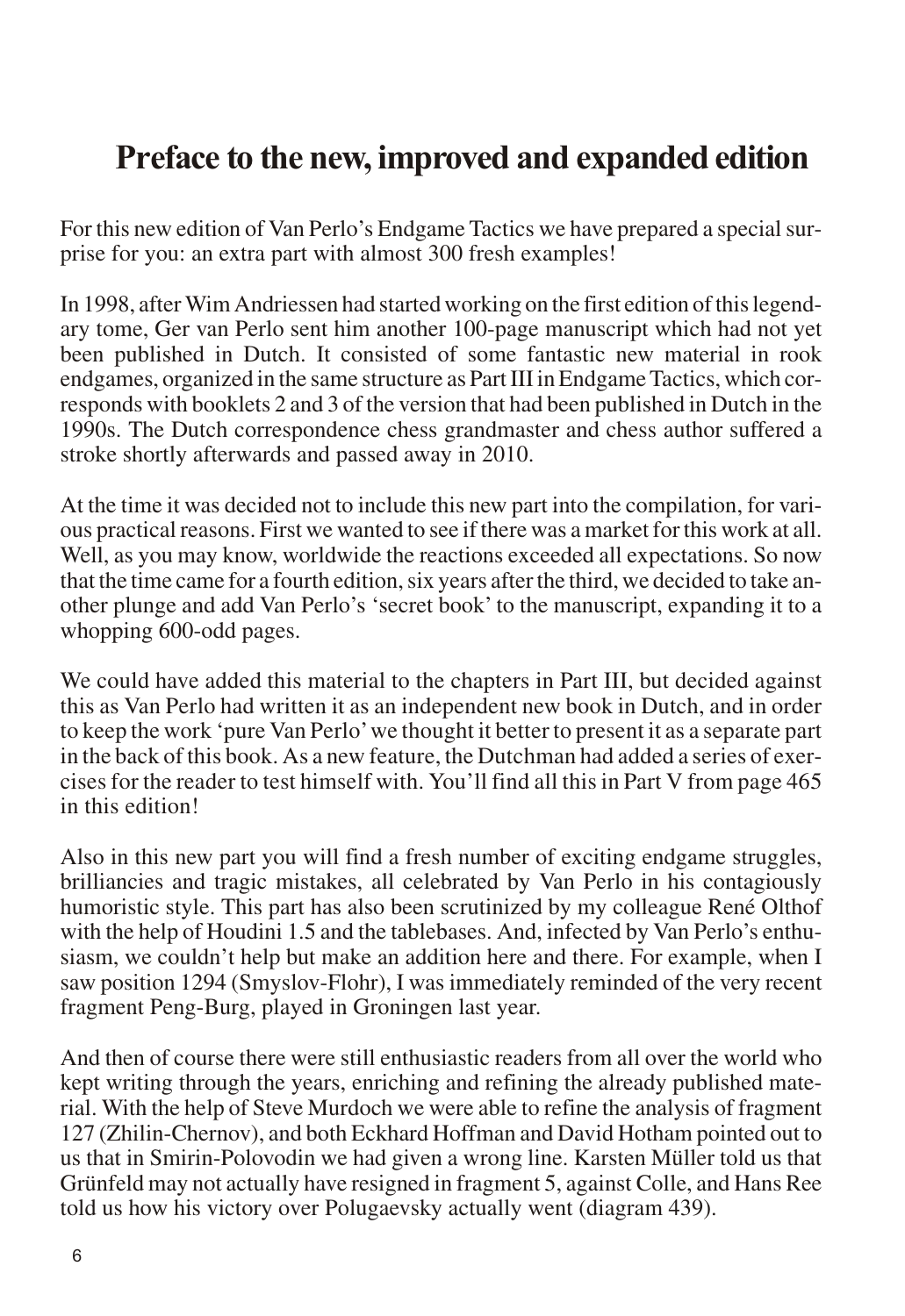# Preface to the new, improved and expanded edition

For this new edition of Van Perlo's Endgame Tactics we have prepared a special surprise for you: an extra part with almost 300 fresh examples!

In 1998, after Wim Andriessen had started working on the first edition of this legendary tome, Ger van Perlo sent him another 100-page manuscript which had not yet been published in Dutch. It consisted of some fantastic new material in rook endgames, organized in the same structure as Part III in Endgame Tactics, which corresponds with booklets 2 and 3 of the version that had been published in Dutch in the 1990s. The Dutch correspondence chess grandmaster and chess author suffered a stroke shortly afterwards and passed away in 2010.

At the time it was decided not to include this new part into the compilation, for various practical reasons. First we wanted to see if there was a market for this work at all. Well, as you may know, worldwide the reactions exceeded all expectations. So now that the time came for a fourth edition, six years after the third, we decided to take another plunge and add Van Perlo's 'secret book' to the manuscript, expanding it to a whopping 600-odd pages.

We could have added this material to the chapters in Part III, but decided against this as Van Perlo had written it as an independent new book in Dutch, and in order to keep the work 'pure Van Perlo' we thought it better to present it as a separate part in the back of this book. As a new feature, the Dutchman had added a series of exercises for the reader to test himself with. You'll find all this in Part V from page 465 in this edition!

Also in this new part you will find a fresh number of exciting endgame struggles, brilliancies and tragic mistakes, all celebrated by Van Perlo in his contagiously humoristic style. This part has also been scrutinized by my colleague René Olthof with the help of Houdini 1.5 and the tablebases. And, infected by Van Perlo's enthusiasm, we couldn't help but make an addition here and there. For example, when I saw position 1294 (Smyslov-Flohr), I was immediately reminded of the very recent fragment Peng-Burg, played in Groningen last year.

And then of course there were still enthusiastic readers from all over the world who kept writing through the years, enriching and refining the already published material. With the help of Steve Murdoch we were able to refine the analysis of fragment 127 (Zhilin-Chernov), and both Eckhard Hoffman and David Hotham pointed out to us that in Smirin-Polovodin we had given a wrong line. Karsten Müller told us that Grünfeld may not actually have resigned in fragment 5, against Colle, and Hans Ree told us how his victory over Polugaevsky actually went (diagram 439).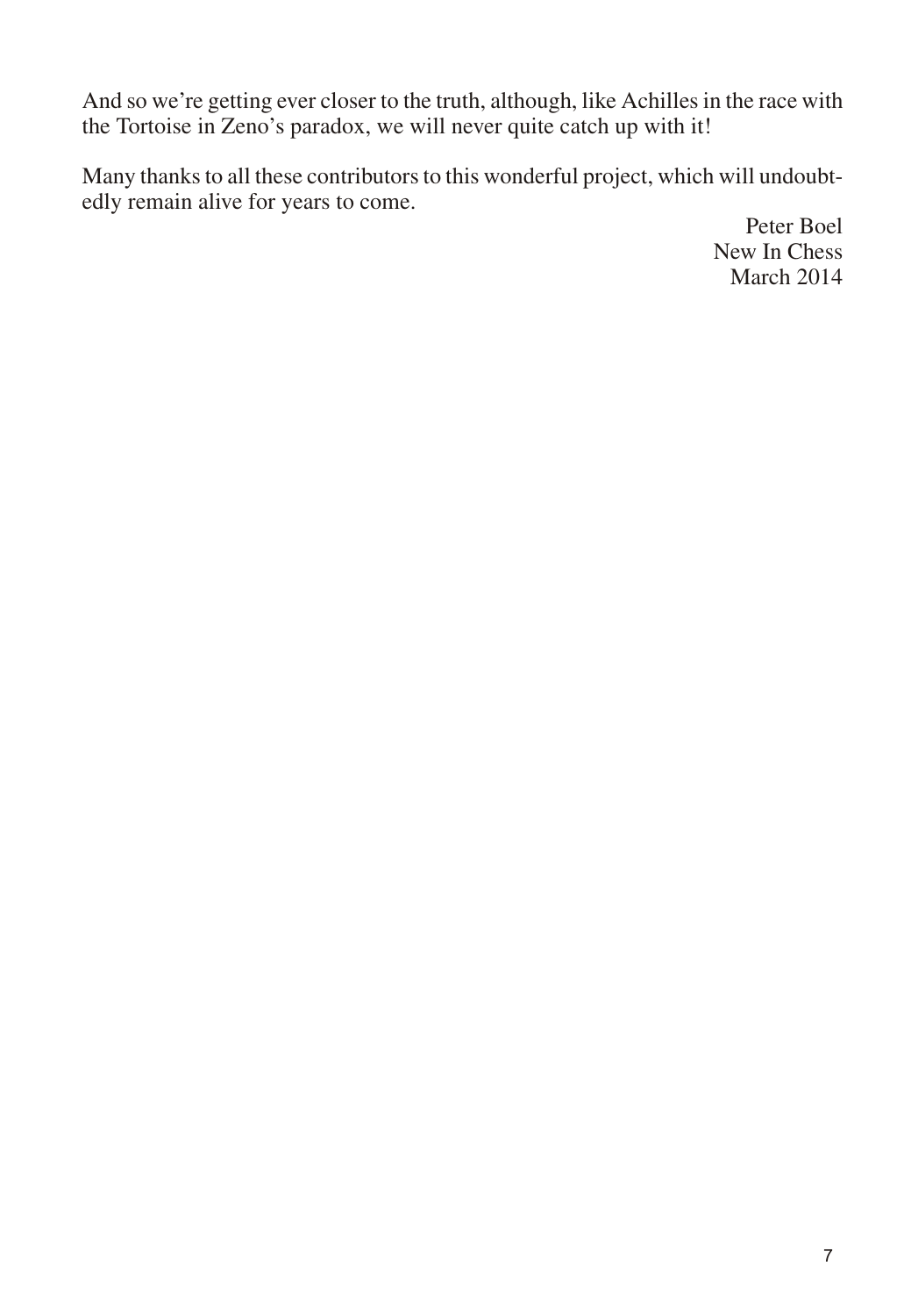And so we're getting ever closer to the truth, although, like Achilles in the race with the Tortoise in Zeno's paradox, we will never quite catch up with it!

Many thanks to all these contributors to this wonderful project, which will undoubtedly remain alive for years to come.

Peter Boel  
New In Chess  
March 2014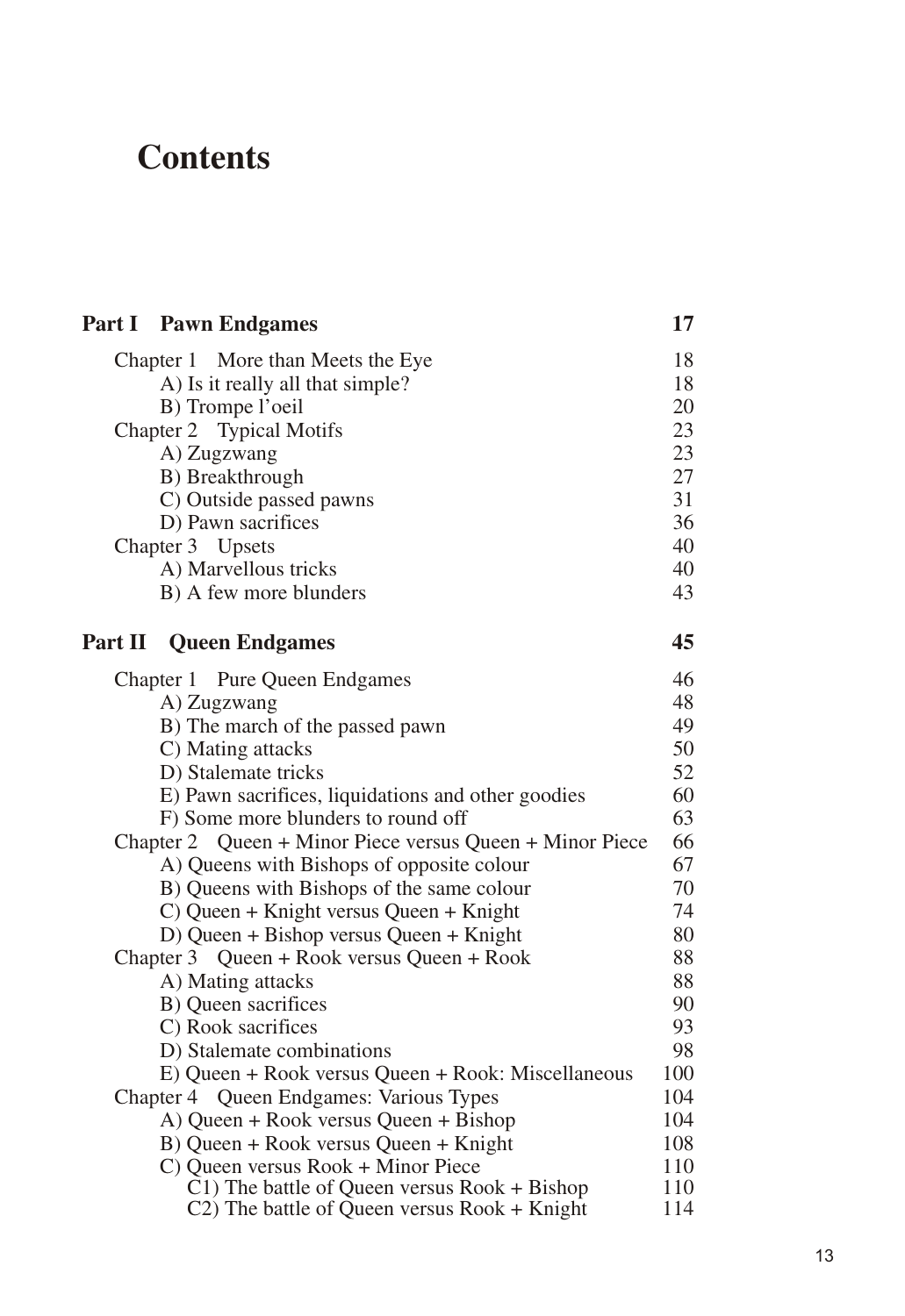# Contents

| | |
|---|---|
| **Part I Pawn Endgames** | **17** |
| Chapter 1 More than Meets the Eye | 18 |
| A) Is it really all that simple? | 18 |
| B) Trompe l'oeil | 20 |
| Chapter 2 Typical Motifs | 23 |
| A) Zugzwang | 23 |
| B) Breakthrough | 27 |
| C) Outside passed pawns | 31 |
| D) Pawn sacrifices | 36 |
| Chapter 3 Upsets | 40 |
| A) Marvellous tricks | 40 |
| B) A few more blunders | 43 |
| **Part II Queen Endgames** | **45** |
| Chapter 1 Pure Queen Endgames | 46 |
| A) Zugzwang | 48 |
| B) The march of the passed pawn | 49 |
| C) Mating attacks | 50 |
| D) Stalemate tricks | 52 |
| E) Pawn sacrifices, liquidations and other goodies | 60 |
| F) Some more blunders to round off | 63 |
| Chapter 2 Queen + Minor Piece versus Queen + Minor Piece | 66 |
| A) Queens with Bishops of opposite colour | 67 |
| B) Queens with Bishops of the same colour | 70 |
| C) Queen + Knight versus Queen + Knight | 74 |
| D) Queen + Bishop versus Queen + Knight | 80 |
| Chapter 3 Queen + Rook versus Queen + Rook | 88 |
| A) Mating attacks | 88 |
| B) Queen sacrifices | 90 |
| C) Rook sacrifices | 93 |
| D) Stalemate combinations | 98 |
| E) Queen + Rook versus Queen + Rook: Miscellaneous | 100 |
| Chapter 4 Queen Endgames: Various Types | 104 |
| A) Queen + Rook versus Queen + Bishop | 104 |
| B) Queen + Rook versus Queen + Knight | 108 |
| C) Queen versus Rook + Minor Piece | 110 |
| C1) The battle of Queen versus Rook + Bishop | 110 |
| C2) The battle of Queen versus Rook + Knight | 114 |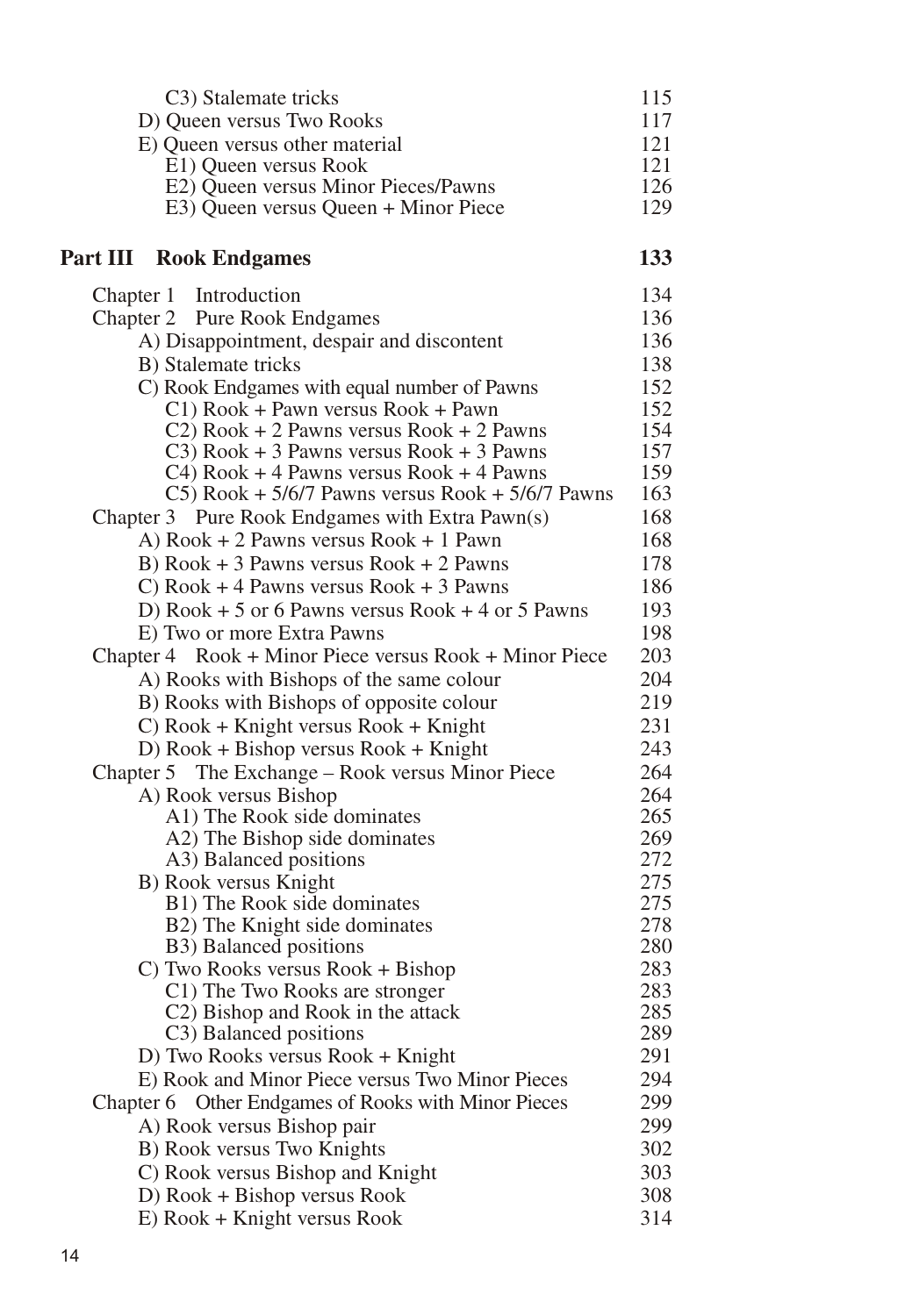C3) Stalemate tricks 115
D) Queen versus Two Rooks 117
E) Queen versus other material 121
E1) Queen versus Rook 121
E2) Queen versus Minor Pieces/Pawns 126
E3) Queen versus Queen + Minor Piece 129

## Part III Rook Endgames 133

Chapter 1 Introduction 134
Chapter 2 Pure Rook Endgames 136
A) Disappointment, despair and discontent 136
B) Stalemate tricks 138
C) Rook Endgames with equal number of Pawns 152
C1) Rook + Pawn versus Rook + Pawn 152
C2) Rook + 2 Pawns versus Rook + 2 Pawns 154
C3) Rook + 3 Pawns versus Rook + 3 Pawns 157
C4) Rook + 4 Pawns versus Rook + 4 Pawns 159
C5) Rook + 5/6/7 Pawns versus Rook + 5/6/7 Pawns 163
Chapter 3 Pure Rook Endgames with Extra Pawn(s) 168
A) Rook + 2 Pawns versus Rook + 1 Pawn 168
B) Rook + 3 Pawns versus Rook + 2 Pawns 178
C) Rook + 4 Pawns versus Rook + 3 Pawns 186
D) Rook + 5 or 6 Pawns versus Rook + 4 or 5 Pawns 193
E) Two or more Extra Pawns 198
Chapter 4 Rook + Minor Piece versus Rook + Minor Piece 203
A) Rooks with Bishops of the same colour 204
B) Rooks with Bishops of opposite colour 219
C) Rook + Knight versus Rook + Knight 231
D) Rook + Bishop versus Rook + Knight 243
Chapter 5 The Exchange – Rook versus Minor Piece 264
A) Rook versus Bishop 264
A1) The Rook side dominates 265
A2) The Bishop side dominates 269
A3) Balanced positions 272
B) Rook versus Knight 275
B1) The Rook side dominates 275
B2) The Knight side dominates 278
B3) Balanced positions 280
C) Two Rooks versus Rook + Bishop 283
C1) The Two Rooks are stronger 283
C2) Bishop and Rook in the attack 285
C3) Balanced positions 289
D) Two Rooks versus Rook + Knight 291
E) Rook and Minor Piece versus Two Minor Pieces 294
Chapter 6 Other Endgames of Rooks with Minor Pieces 299
A) Rook versus Bishop pair 299
B) Rook versus Two Knights 302
C) Rook versus Bishop and Knight 303
D) Rook + Bishop versus Rook 308
E) Rook + Knight versus Rook 314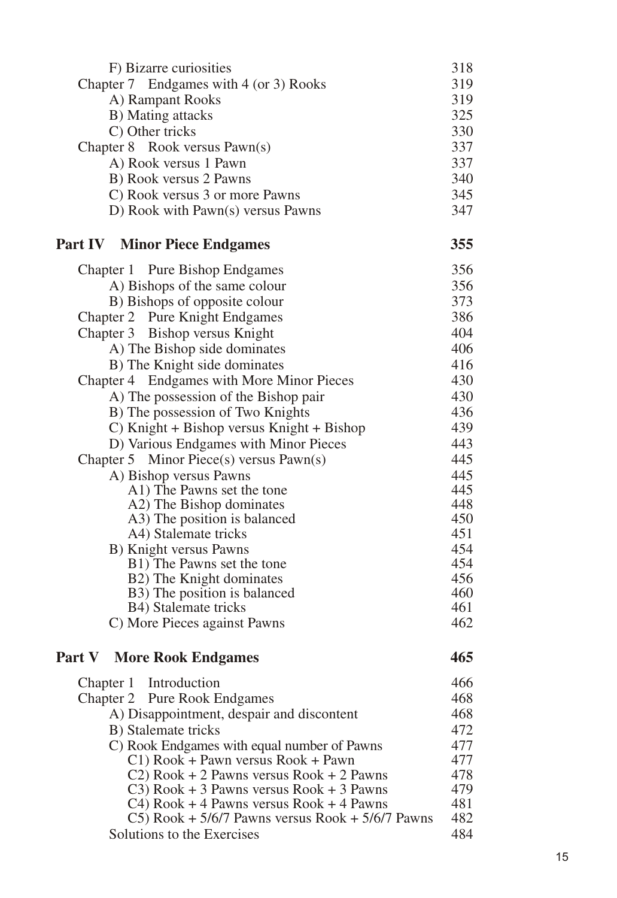| | |
|---|---|
| F) Bizarre curiosities | 318 |
| Chapter 7 Endgames with 4 (or 3) Rooks | 319 |
| A) Rampant Rooks | 319 |
| B) Mating attacks | 325 |
| C) Other tricks | 330 |
| Chapter 8 Rook versus Pawn(s) | 337 |
| A) Rook versus 1 Pawn | 337 |
| B) Rook versus 2 Pawns | 340 |
| C) Rook versus 3 or more Pawns | 345 |
| D) Rook with Pawn(s) versus Pawns | 347 |
| **Part IV Minor Piece Endgames** | **355** |
| Chapter 1 Pure Bishop Endgames | 356 |
| A) Bishops of the same colour | 356 |
| B) Bishops of opposite colour | 373 |
| Chapter 2 Pure Knight Endgames | 386 |
| Chapter 3 Bishop versus Knight | 404 |
| A) The Bishop side dominates | 406 |
| B) The Knight side dominates | 416 |
| Chapter 4 Endgames with More Minor Pieces | 430 |
| A) The possession of the Bishop pair | 430 |
| B) The possession of Two Knights | 436 |
| C) Knight + Bishop versus Knight + Bishop | 439 |
| D) Various Endgames with Minor Pieces | 443 |
| Chapter 5 Minor Piece(s) versus Pawn(s) | 445 |
| A) Bishop versus Pawns | 445 |
| A1) The Pawns set the tone | 445 |
| A2) The Bishop dominates | 448 |
| A3) The position is balanced | 450 |
| A4) Stalemate tricks | 451 |
| B) Knight versus Pawns | 454 |
| B1) The Pawns set the tone | 454 |
| B2) The Knight dominates | 456 |
| B3) The position is balanced | 460 |
| B4) Stalemate tricks | 461 |
| C) More Pieces against Pawns | 462 |
| **Part V More Rook Endgames** | **465** |
| Chapter 1 Introduction | 466 |
| Chapter 2 Pure Rook Endgames | 468 |
| A) Disappointment, despair and discontent | 468 |
| B) Stalemate tricks | 472 |
| C) Rook Endgames with equal number of Pawns | 477 |
| C1) Rook + Pawn versus Rook + Pawn | 477 |
| C2) Rook + 2 Pawns versus Rook + 2 Pawns | 478 |
| C3) Rook + 3 Pawns versus Rook + 3 Pawns | 479 |
| C4) Rook + 4 Pawns versus Rook + 4 Pawns | 481 |
| C5) Rook + 5/6/7 Pawns versus Rook + 5/6/7 Pawns | 482 |
| Solutions to the Exercises | 484 |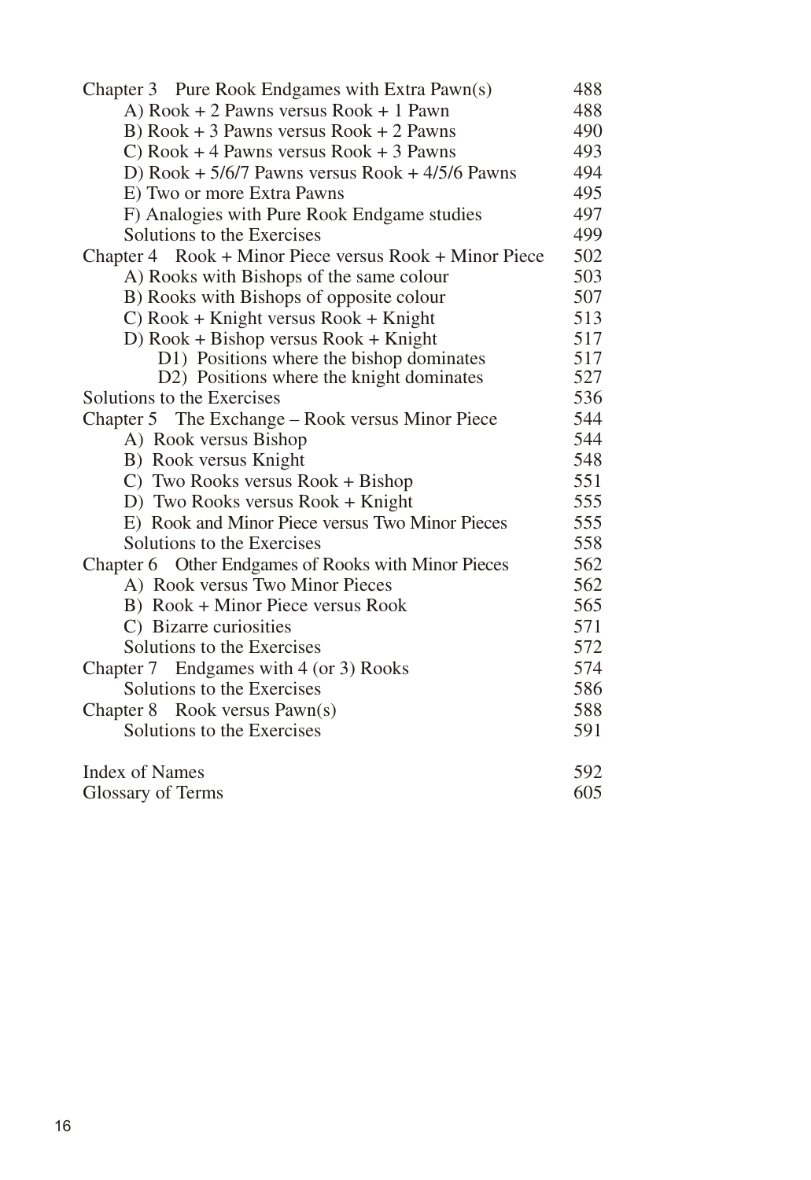Chapter 3 Pure Rook Endgames with Extra Pawn(s) 488
- A) Rook + 2 Pawns versus Rook + 1 Pawn 488
- B) Rook + 3 Pawns versus Rook + 2 Pawns 490
- C) Rook + 4 Pawns versus Rook + 3 Pawns 493
- D) Rook + 5/6/7 Pawns versus Rook + 4/5/6 Pawns 494
- E) Two or more Extra Pawns 495
- F) Analogies with Pure Rook Endgame studies 497
- Solutions to the Exercises 499

Chapter 4 Rook + Minor Piece versus Rook + Minor Piece 502
- A) Rooks with Bishops of the same colour 503
- B) Rooks with Bishops of opposite colour 507
- C) Rook + Knight versus Rook + Knight 513
- D) Rook + Bishop versus Rook + Knight 517
  - D1) Positions where the bishop dominates 517
  - D2) Positions where the knight dominates 527

Solutions to the Exercises 536

Chapter 5 The Exchange – Rook versus Minor Piece 544
- A) Rook versus Bishop 544
- B) Rook versus Knight 548
- C) Two Rooks versus Rook + Bishop 551
- D) Two Rooks versus Rook + Knight 555
- E) Rook and Minor Piece versus Two Minor Pieces 555
- Solutions to the Exercises 558

Chapter 6 Other Endgames of Rooks with Minor Pieces 562
- A) Rook versus Two Minor Pieces 562
- B) Rook + Minor Piece versus Rook 565
- C) Bizarre curiosities 571
- Solutions to the Exercises 572

Chapter 7 Endgames with 4 (or 3) Rooks 574
- Solutions to the Exercises 586

Chapter 8 Rook versus Pawn(s) 588
- Solutions to the Exercises 591

Index of Names 592

Glossary of Terms 605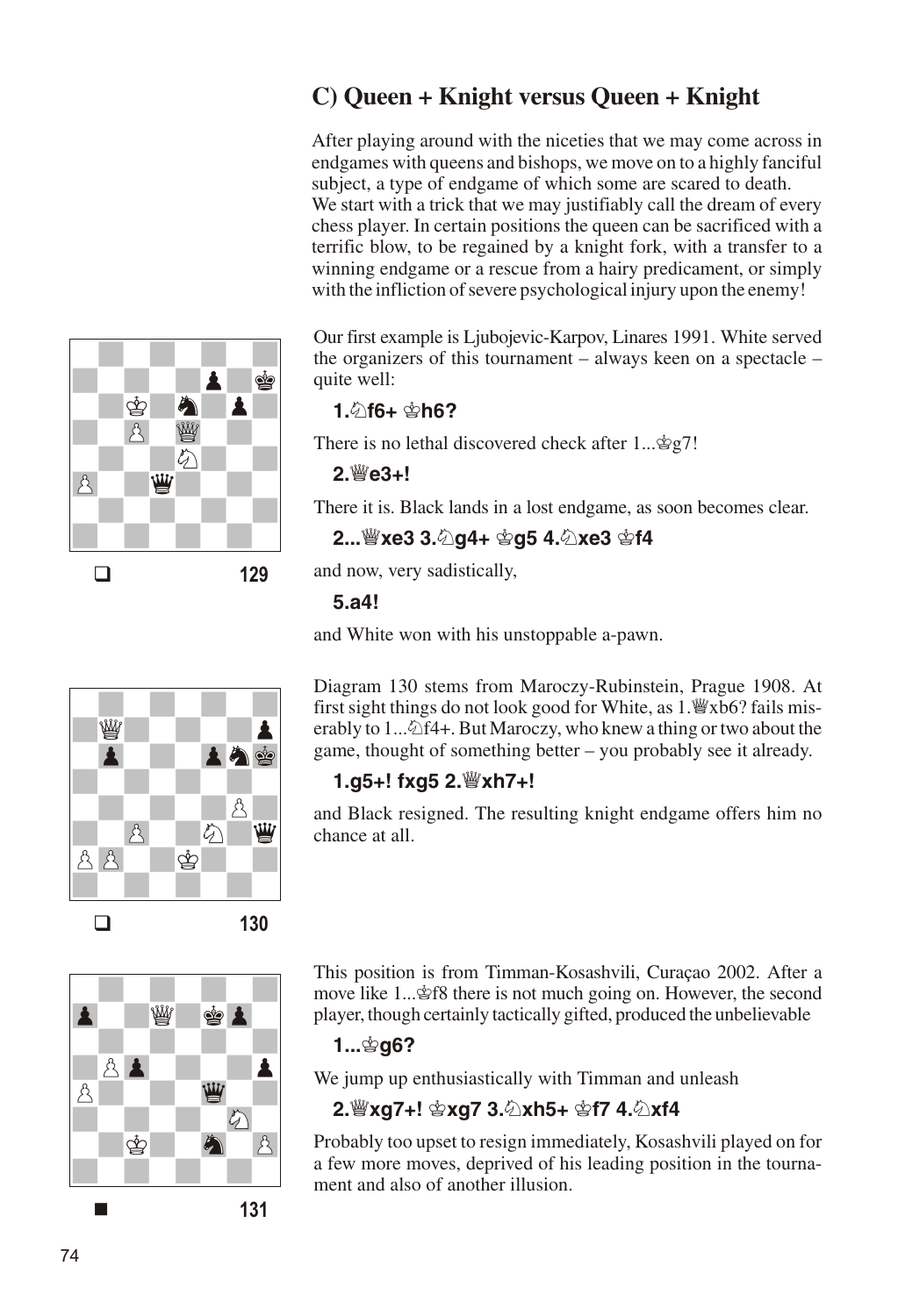## C) Queen + Knight versus Queen + Knight

After playing around with the niceties that we may come across in endgames with queens and bishops, we move on to a highly fanciful subject, a type of endgame of which some are scared to death.
We start with a trick that we may justifiably call the dream of every chess player. In certain positions the queen can be sacrificed with a terrific blow, to be regained by a knight fork, with a transfer to a winning endgame or a rescue from a hairy predicament, or simply with the infliction of severe psychological injury upon the enemy!

❑ 129

Our first example is Ljubojevic-Karpov, Linares 1991. White served the organizers of this tournament – always keen on a spectacle – quite well:

**1.♘f6+ ♔h6?**

There is no lethal discovered check after 1...♔g7!

**2.♕e3+!**

There it is. Black lands in a lost endgame, as soon becomes clear.

**2...♕xe3 3.♘g4+ ♔g5 4.♘xe3 ♔f4**

and now, very sadistically,

**5.a4!**

and White won with his unstoppable a-pawn.

❑ 130

Diagram 130 stems from Maroczy-Rubinstein, Prague 1908. At first sight things do not look good for White, as 1.♕xb6? fails miserably to 1...♘f4+. But Maroczy, who knew a thing or two about the game, thought of something better – you probably see it already.

**1.g5+! fxg5 2.♕xh7+!**

and Black resigned. The resulting knight endgame offers him no chance at all.

■ 131

This position is from Timman-Kosashvili, Curaçao 2002. After a move like 1...♔f8 there is not much going on. However, the second player, though certainly tactically gifted, produced the unbelievable

**1...♔g6?**

We jump up enthusiastically with Timman and unleash

**2.♕xg7+! ♔xg7 3.♘xh5+ ♔f7 4.♘xf4**

Probably too upset to resign immediately, Kosashvili played on for a few more moves, deprived of his leading position in the tournament and also of another illusion.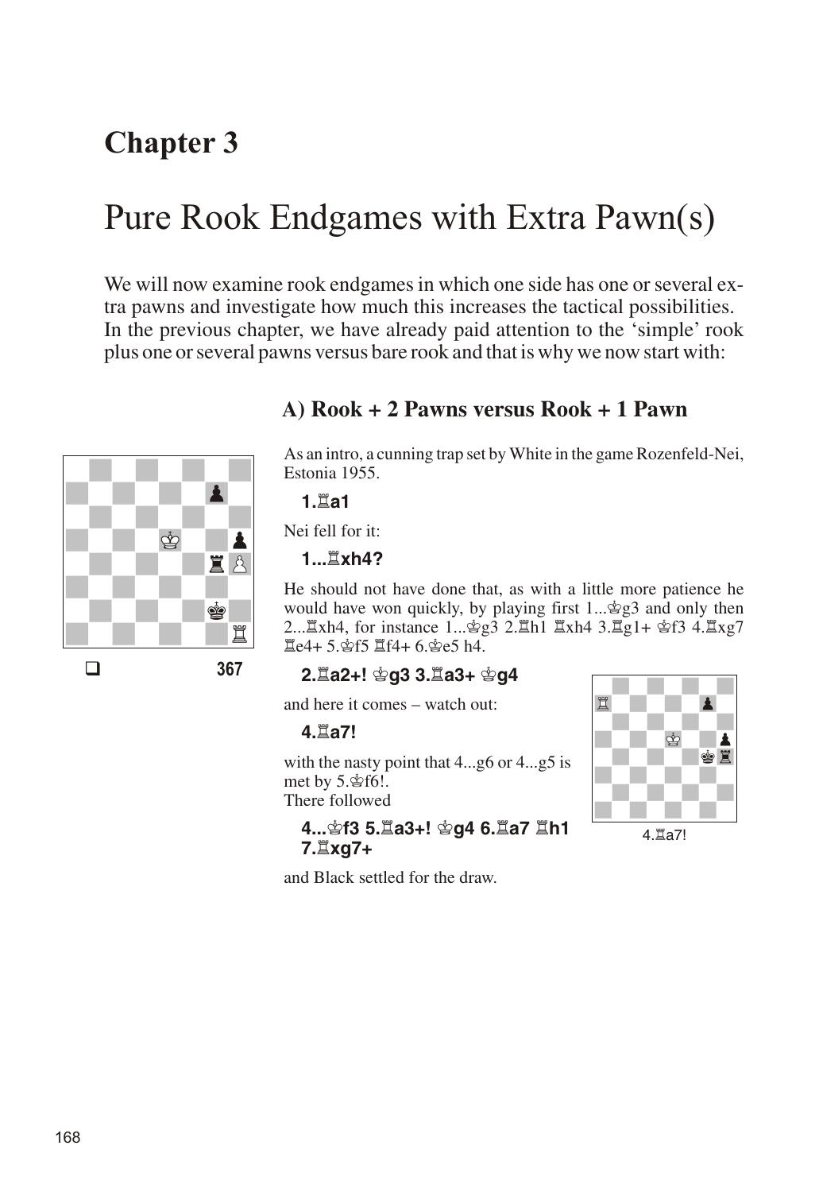# Chapter 3

# Pure Rook Endgames with Extra Pawn(s)

We will now examine rook endgames in which one side has one or several extra pawns and investigate how much this increases the tactical possibilities. In the previous chapter, we have already paid attention to the 'simple' rook plus one or several pawns versus bare rook and that is why we now start with:

## A) Rook + 2 Pawns versus Rook + 1 Pawn

❑ 367

As an intro, a cunning trap set by White in the game Rozenfeld-Nei, Estonia 1955.

**1.♖a1**

Nei fell for it:

**1...♖xh4?**

He should not have done that, as with a little more patience he would have won quickly, by playing first 1...♔g3 and only then 2...♖xh4, for instance 1...♔g3 2.♖h1 ♖xh4 3.♖g1+ ♔f3 4.♖xg7 ♖e4+ 5.♔f5 ♖f4+ 6.♔e5 h4.

**2.♖a2+! ♔g3 3.♖a3+ ♔g4**

and here it comes – watch out:

**4.♖a7!**

4.♖a7!

with the nasty point that 4...g6 or 4...g5 is met by 5.♔f6!.
There followed

**4...♔f3 5.♖a3+! ♔g4 6.♖a7 ♖h1 7.♖xg7+**

and Black settled for the draw.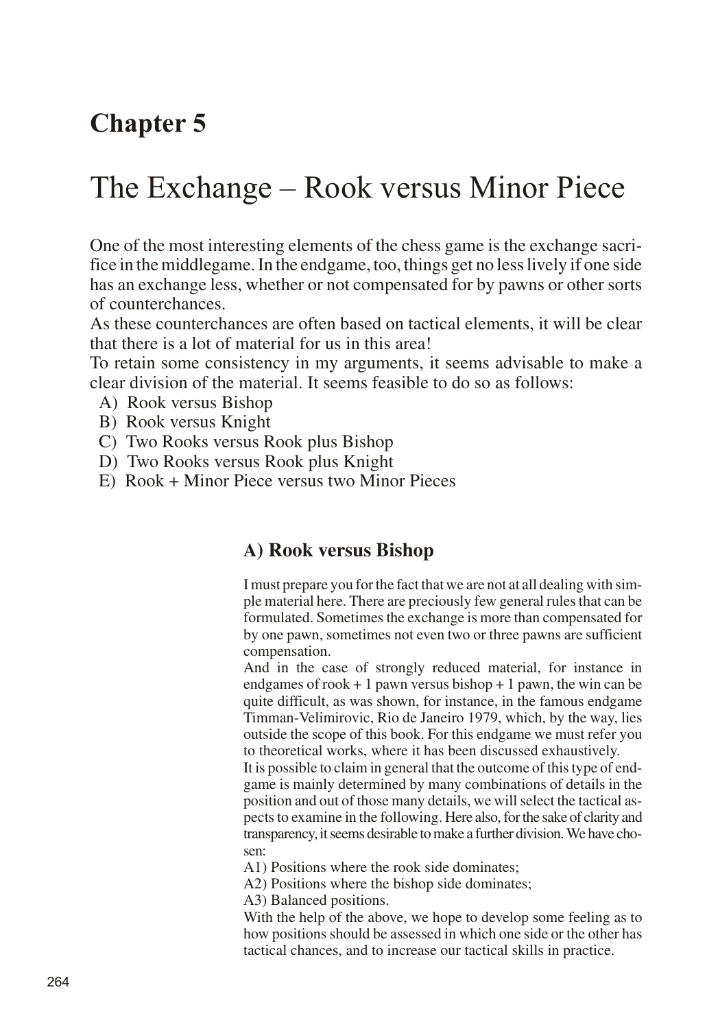## Chapter 5

# The Exchange – Rook versus Minor Piece

One of the most interesting elements of the chess game is the exchange sacrifice in the middlegame. In the endgame, too, things get no less lively if one side has an exchange less, whether or not compensated for by pawns or other sorts of counterchances.

As these counterchances are often based on tactical elements, it will be clear that there is a lot of material for us in this area!

To retain some consistency in my arguments, it seems advisable to make a clear division of the material. It seems feasible to do so as follows:

A) Rook versus Bishop
B) Rook versus Knight
C) Two Rooks versus Rook plus Bishop
D) Two Rooks versus Rook plus Knight
E) Rook + Minor Piece versus two Minor Pieces

### A) Rook versus Bishop

I must prepare you for the fact that we are not at all dealing with simple material here. There are preciously few general rules that can be formulated. Sometimes the exchange is more than compensated for by one pawn, sometimes not even two or three pawns are sufficient compensation.

And in the case of strongly reduced material, for instance in endgames of rook + 1 pawn versus bishop + 1 pawn, the win can be quite difficult, as was shown, for instance, in the famous endgame Timman-Velimirovic, Rio de Janeiro 1979, which, by the way, lies outside the scope of this book. For this endgame we must refer you to theoretical works, where it has been discussed exhaustively.

It is possible to claim in general that the outcome of this type of endgame is mainly determined by many combinations of details in the position and out of those many details, we will select the tactical aspects to examine in the following. Here also, for the sake of clarity and transparency, it seems desirable to make a further division. We have chosen:

A1) Positions where the rook side dominates;
A2) Positions where the bishop side dominates;
A3) Balanced positions.

With the help of the above, we hope to develop some feeling as to how positions should be assessed in which one side or the other has tactical chances, and to increase our tactical skills in practice.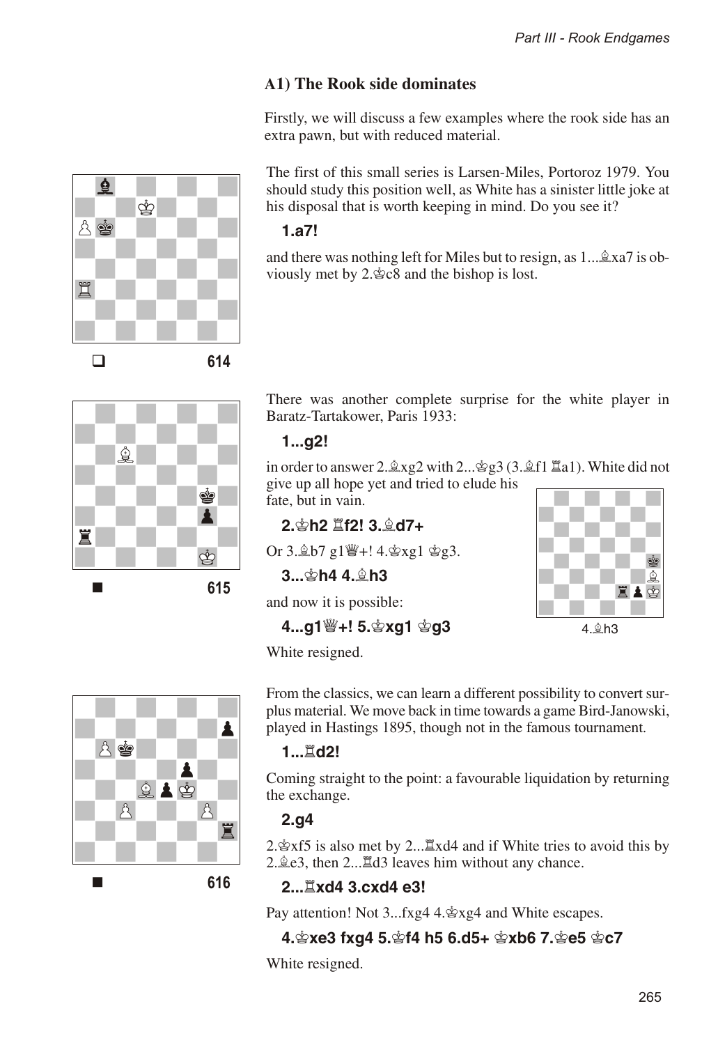### A1) The Rook side dominates

Firstly, we will discuss a few examples where the rook side has an extra pawn, but with reduced material.

614

The first of this small series is Larsen-Miles, Portoroz 1979. You should study this position well, as White has a sinister little joke at his disposal that is worth keeping in mind. Do you see it?

**1.a7!**

and there was nothing left for Miles but to resign, as 1...♗xa7 is obviously met by 2.♔c8 and the bishop is lost.

615

There was another complete surprise for the white player in Baratz-Tartakower, Paris 1933:

**1...g2!**

in order to answer 2.♗xg2 with 2...♔g3 (3.♗f1 ♖a1). White did not give up all hope yet and tried to elude his fate, but in vain.

**2.♔h2 ♖f2! 3.♗d7+**

Or 3.♗b7 g1♕+! 4.♔xg1 ♔g3.

**3...♔h4 4.♗h3**

4.♗h3

and now it is possible:

**4...g1♕+! 5.♔xg1 ♔g3**

White resigned.

616

From the classics, we can learn a different possibility to convert surplus material. We move back in time towards a game Bird-Janowski, played in Hastings 1895, though not in the famous tournament.

**1...♖d2!**

Coming straight to the point: a favourable liquidation by returning the exchange.

**2.g4**

2.♔xf5 is also met by 2...♖xd4 and if White tries to avoid this by 2.♗e3, then 2...♖d3 leaves him without any chance.

**2...♖xd4 3.cxd4 e3!**

Pay attention! Not 3...fxg4 4.♔xg4 and White escapes.

**4.♔xe3 fxg4 5.♔f4 h5 6.d5+ ♔xb6 7.♔e5 ♔c7**

White resigned.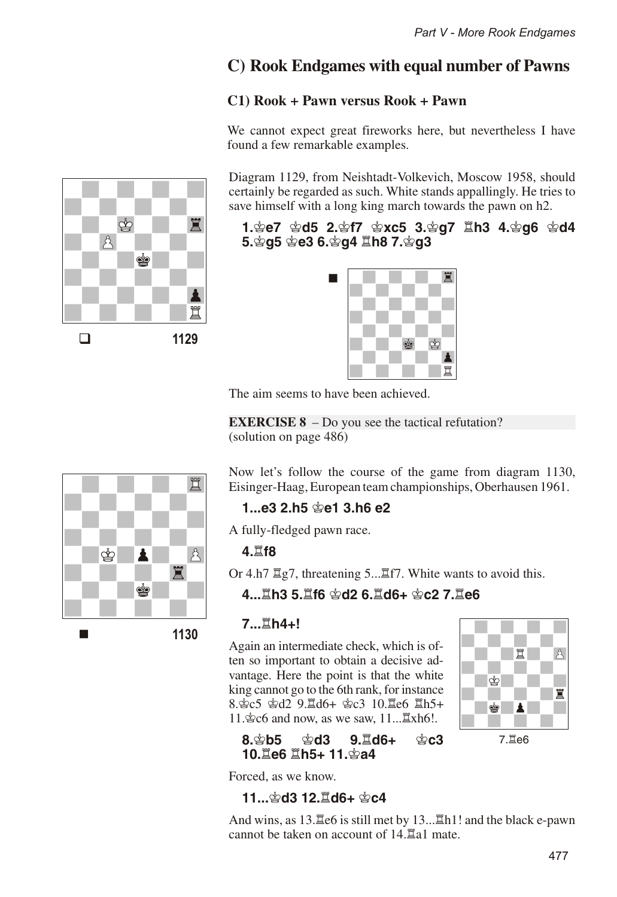## C) Rook Endgames with equal number of Pawns

### C1) Rook + Pawn versus Rook + Pawn

We cannot expect great fireworks here, but nevertheless I have found a few remarkable examples.

❑ 1129

Diagram 1129, from Neishtadt-Volkevich, Moscow 1958, should certainly be regarded as such. White stands appallingly. He tries to save himself with a long king march towards the pawn on h2.

**1.♔e7 ♔d5 2.♔f7 ♔xc5 3.♔g7 ♖h3 4.♔g6 ♔d4 5.♔g5 ♔e3 6.♔g4 ♖h8 7.♔g3**

The aim seems to have been achieved.

**EXERCISE 8** – Do you see the tactical refutation?
(solution on page 486)

■ 1130

Now let's follow the course of the game from diagram 1130, Eisinger-Haag, European team championships, Oberhausen 1961.

**1...e3 2.h5 ♔e1 3.h6 e2**

A fully-fledged pawn race.

**4.♖f8**

Or 4.h7 ♖g7, threatening 5...♖f7. White wants to avoid this.

**4...♖h3 5.♖f6 ♔d2 6.♖d6+ ♔c2 7.♖e6**

7.♖e6

**7...♖h4+!**

Again an intermediate check, which is often so important to obtain a decisive advantage. Here the point is that the white king cannot go to the 6th rank, for instance 8.♔c5 ♔d2 9.♖d6+ ♔c3 10.♖e6 ♖h5+ 11.♔c6 and now, as we saw, 11...♖xh6!.

**8.♔b5 ♔d3 9.♖d6+ ♔c3 10.♖e6 ♖h5+ 11.♔a4**

Forced, as we know.

**11...♔d3 12.♖d6+ ♔c4**

And wins, as 13.♖e6 is still met by 13...♖h1! and the black e-pawn cannot be taken on account of 14.♖a1 mate.